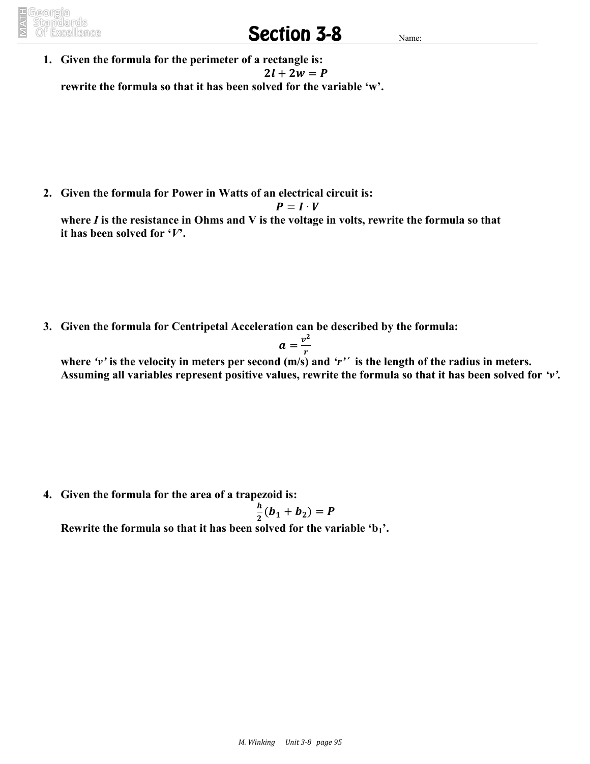# Section 3-8

Name:

1. **Given the formula for the perimeter of a rectangle is:**

$$2l + 2w = P$$

**rewrite the formula so that it has been solved for the variable 'w'.**

2. **Given the formula for Power in Watts of an electrical circuit is:**

$$P = I \cdot V$$

**where *I* is the resistance in Ohms and V is the voltage in volts, rewrite the formula so that it has been solved for '*V*'.**

3. **Given the formula for Centripetal Acceleration can be described by the formula:**

$$a = \frac{v^2}{r}$$

**where *'v'* is the velocity in meters per second (m/s) and *'r'´* is the length of the radius in meters. Assuming all variables represent positive values, rewrite the formula so that it has been solved for *'v'*.**

4. **Given the formula for the area of a trapezoid is:**

$$\frac{h}{2}(b_1 + b_2) = P$$

**Rewrite the formula so that it has been solved for the variable '$b_1$'.**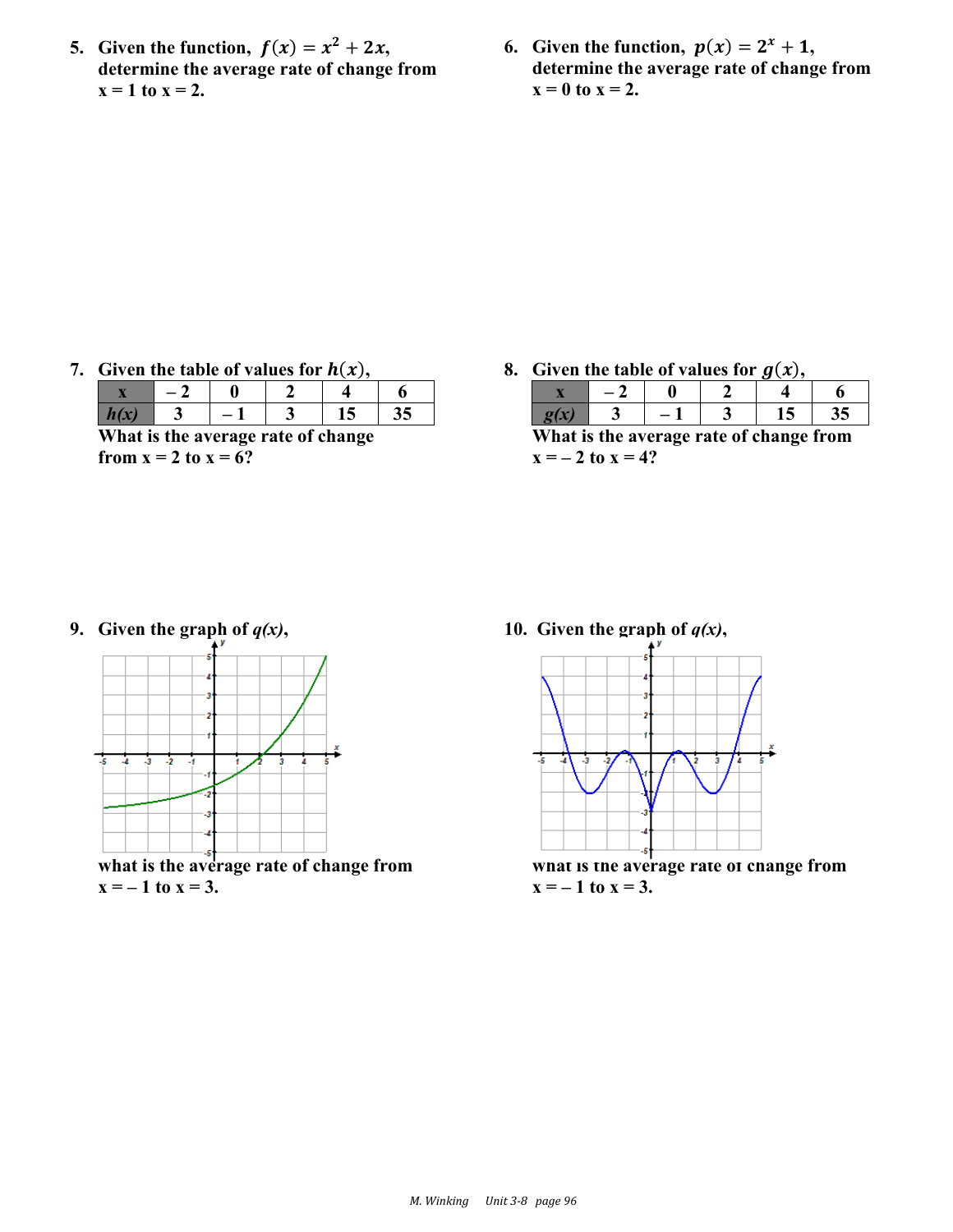5. Given the function, $f(x) = x^2 + 2x$, determine the average rate of change from x = 1 to x = 2.

6. Given the function, $p(x) = 2^x + 1$, determine the average rate of change from x = 0 to x = 2.

7. Given the table of values for $h(x)$,

| x | – 2 | 0 | 2 | 4 | 6 |
|---|---|---|---|---|---|
| *h(x)* | 3 | – 1 | 3 | 15 | 35 |

What is the average rate of change from x = 2 to x = 6?

8. Given the table of values for $g(x)$,

| x | – 2 | 0 | 2 | 4 | 6 |
|---|---|---|---|---|---|
| *g(x)* | 3 | – 1 | 3 | 15 | 35 |

What is the average rate of change from x = – 2 to x = 4?

9. Given the graph of *q(x)*,

what is the average rate of change from x = – 1 to x = 3.

10. Given the graph of *q(x)*,

what is the average rate of change from x = – 1 to x = 3.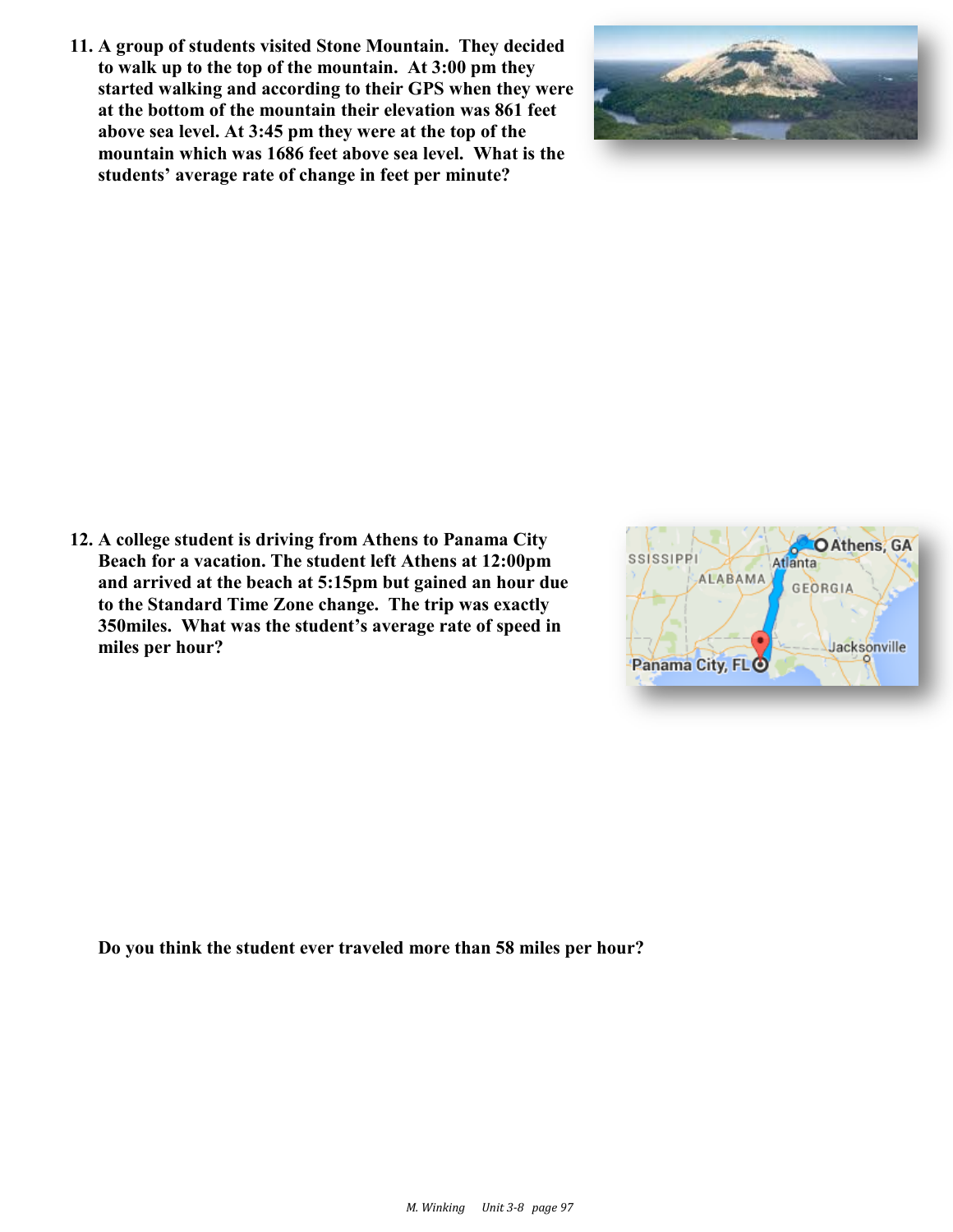**11. A group of students visited Stone Mountain. They decided to walk up to the top of the mountain. At 3:00 pm they started walking and according to their GPS when they were at the bottom of the mountain their elevation was 861 feet above sea level. At 3:45 pm they were at the top of the mountain which was 1686 feet above sea level. What is the students' average rate of change in feet per minute?**

**12. A college student is driving from Athens to Panama City Beach for a vacation. The student left Athens at 12:00pm and arrived at the beach at 5:15pm but gained an hour due to the Standard Time Zone change. The trip was exactly 350miles. What was the student's average rate of speed in miles per hour?**

**Do you think the student ever traveled more than 58 miles per hour?**